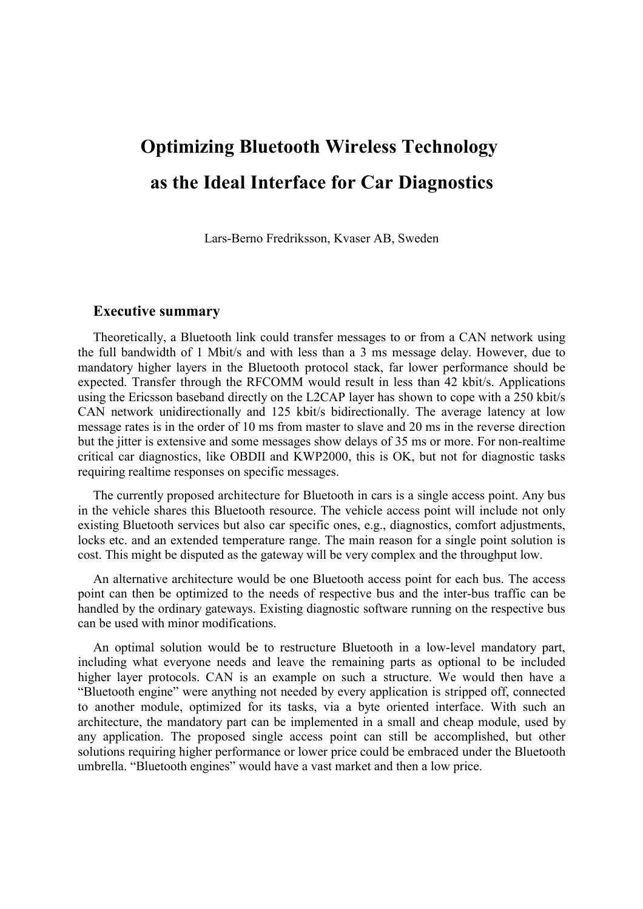# Optimizing Bluetooth Wireless Technology as the Ideal Interface for Car Diagnostics

Lars-Berno Fredriksson, Kvaser AB, Sweden

## Executive summary

Theoretically, a Bluetooth link could transfer messages to or from a CAN network using the full bandwidth of 1 Mbit/s and with less than a 3 ms message delay. However, due to mandatory higher layers in the Bluetooth protocol stack, far lower performance should be expected. Transfer through the RFCOMM would result in less than 42 kbit/s. Applications using the Ericsson baseband directly on the L2CAP layer has shown to cope with a 250 kbit/s CAN network unidirectionally and 125 kbit/s bidirectionally. The average latency at low message rates is in the order of 10 ms from master to slave and 20 ms in the reverse direction but the jitter is extensive and some messages show delays of 35 ms or more. For non-realtime critical car diagnostics, like OBDII and KWP2000, this is OK, but not for diagnostic tasks requiring realtime responses on specific messages.

The currently proposed architecture for Bluetooth in cars is a single access point. Any bus in the vehicle shares this Bluetooth resource. The vehicle access point will include not only existing Bluetooth services but also car specific ones, e.g., diagnostics, comfort adjustments, locks etc. and an extended temperature range. The main reason for a single point solution is cost. This might be disputed as the gateway will be very complex and the throughput low.

An alternative architecture would be one Bluetooth access point for each bus. The access point can then be optimized to the needs of respective bus and the inter-bus traffic can be handled by the ordinary gateways. Existing diagnostic software running on the respective bus can be used with minor modifications.

An optimal solution would be to restructure Bluetooth in a low-level mandatory part, including what everyone needs and leave the remaining parts as optional to be included higher layer protocols. CAN is an example on such a structure. We would then have a "Bluetooth engine" were anything not needed by every application is stripped off, connected to another module, optimized for its tasks, via a byte oriented interface. With such an architecture, the mandatory part can be implemented in a small and cheap module, used by any application. The proposed single access point can still be accomplished, but other solutions requiring higher performance or lower price could be embraced under the Bluetooth umbrella. "Bluetooth engines" would have a vast market and then a low price.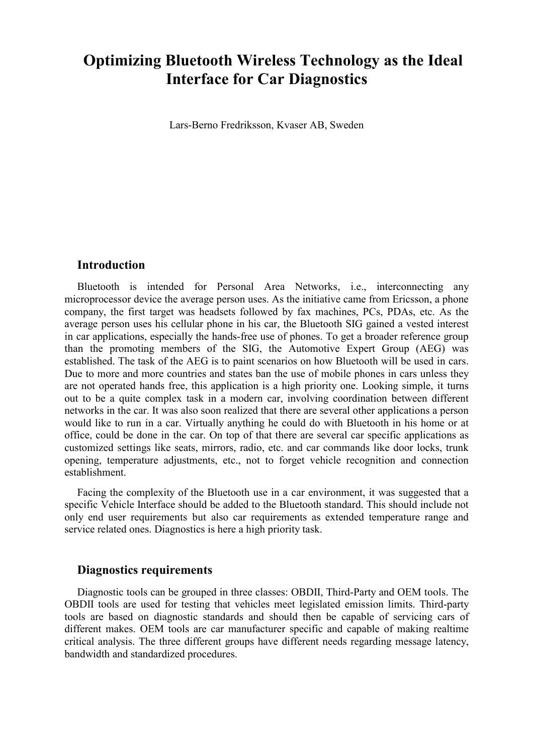# Optimizing Bluetooth Wireless Technology as the Ideal Interface for Car Diagnostics

Lars-Berno Fredriksson, Kvaser AB, Sweden

## Introduction

Bluetooth is intended for Personal Area Networks, i.e., interconnecting any microprocessor device the average person uses. As the initiative came from Ericsson, a phone company, the first target was headsets followed by fax machines, PCs, PDAs, etc. As the average person uses his cellular phone in his car, the Bluetooth SIG gained a vested interest in car applications, especially the hands-free use of phones. To get a broader reference group than the promoting members of the SIG, the Automotive Expert Group (AEG) was established. The task of the AEG is to paint scenarios on how Bluetooth will be used in cars. Due to more and more countries and states ban the use of mobile phones in cars unless they are not operated hands free, this application is a high priority one. Looking simple, it turns out to be a quite complex task in a modern car, involving coordination between different networks in the car. It was also soon realized that there are several other applications a person would like to run in a car. Virtually anything he could do with Bluetooth in his home or at office, could be done in the car. On top of that there are several car specific applications as customized settings like seats, mirrors, radio, etc. and car commands like door locks, trunk opening, temperature adjustments, etc., not to forget vehicle recognition and connection establishment.

Facing the complexity of the Bluetooth use in a car environment, it was suggested that a specific Vehicle Interface should be added to the Bluetooth standard. This should include not only end user requirements but also car requirements as extended temperature range and service related ones. Diagnostics is here a high priority task.

## Diagnostics requirements

Diagnostic tools can be grouped in three classes: OBDII, Third-Party and OEM tools. The OBDII tools are used for testing that vehicles meet legislated emission limits. Third-party tools are based on diagnostic standards and should then be capable of servicing cars of different makes. OEM tools are car manufacturer specific and capable of making realtime critical analysis. The three different groups have different needs regarding message latency, bandwidth and standardized procedures.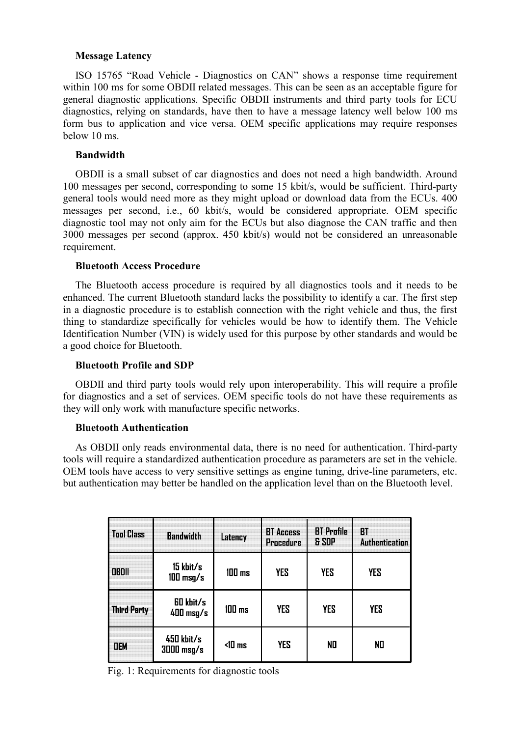**Message Latency**

ISO 15765 "Road Vehicle - Diagnostics on CAN" shows a response time requirement within 100 ms for some OBDII related messages. This can be seen as an acceptable figure for general diagnostic applications. Specific OBDII instruments and third party tools for ECU diagnostics, relying on standards, have then to have a message latency well below 100 ms form bus to application and vice versa. OEM specific applications may require responses below 10 ms.

**Bandwidth**

OBDII is a small subset of car diagnostics and does not need a high bandwidth. Around 100 messages per second, corresponding to some 15 kbit/s, would be sufficient. Third-party general tools would need more as they might upload or download data from the ECUs. 400 messages per second, i.e., 60 kbit/s, would be considered appropriate. OEM specific diagnostic tool may not only aim for the ECUs but also diagnose the CAN traffic and then 3000 messages per second (approx. 450 kbit/s) would not be considered an unreasonable requirement.

**Bluetooth Access Procedure**

The Bluetooth access procedure is required by all diagnostics tools and it needs to be enhanced. The current Bluetooth standard lacks the possibility to identify a car. The first step in a diagnostic procedure is to establish connection with the right vehicle and thus, the first thing to standardize specifically for vehicles would be how to identify them. The Vehicle Identification Number (VIN) is widely used for this purpose by other standards and would be a good choice for Bluetooth.

**Bluetooth Profile and SDP**

OBDII and third party tools would rely upon interoperability. This will require a profile for diagnostics and a set of services. OEM specific tools do not have these requirements as they will only work with manufacture specific networks.

**Bluetooth Authentication**

As OBDII only reads environmental data, there is no need for authentication. Third-party tools will require a standardized authentication procedure as parameters are set in the vehicle. OEM tools have access to very sensitive settings as engine tuning, drive-line parameters, etc. but authentication may better be handled on the application level than on the Bluetooth level.

| Tool Class | Bandwidth | Latency | BT Access Procedure | BT Profile & SDP | BT Authentication |
|---|---|---|---|---|---|
| OBDII | 15 kbit/s 100 msg/s | 100 ms | YES | YES | YES |
| Third Party | 60 kbit/s 400 msg/s | 100 ms | YES | YES | YES |
| OEM | 450 kbit/s 3000 msg/s | <10 ms | YES | NO | NO |

Fig. 1: Requirements for diagnostic tools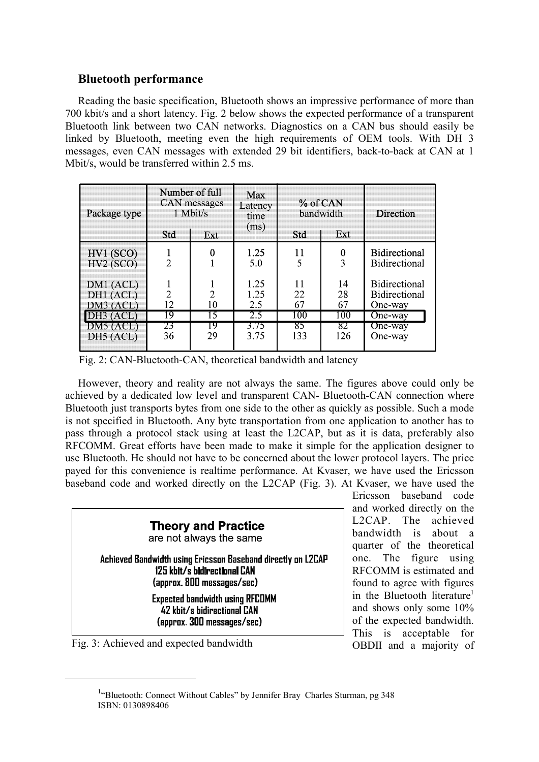## Bluetooth performance

Reading the basic specification, Bluetooth shows an impressive performance of more than 700 kbit/s and a short latency. Fig. 2 below shows the expected performance of a transparent Bluetooth link between two CAN networks. Diagnostics on a CAN bus should easily be linked by Bluetooth, meeting even the high requirements of OEM tools. With DH 3 messages, even CAN messages with extended 29 bit identifiers, back-to-back at CAN at 1 Mbit/s, would be transferred within 2.5 ms.

| Package type | Number of full CAN messages 1 Mbit/s | | Max Latency time (ms) | % of CAN bandwidth | | Direction |
|---|---|---|---|---|---|---|
| | Std | Ext | | Std | Ext | |
| HV1 (SCO) | 1 | 0 | 1.25 | 11 | 0 | Bidirectional |
| HV2 (SCO) | 2 | 1 | 5.0 | 5 | 3 | Bidirectional |
| DM1 (ACL) | 1 | 1 | 1.25 | 11 | 14 | Bidirectional |
| DH1 (ACL) | 2 | 2 | 1.25 | 22 | 28 | Bidirectional |
| DM3 (ACL) | 12 | 10 | 2.5 | 67 | 67 | One-way |
| DH3 (ACL) | 19 | 15 | 2.5 | 100 | 100 | One-way |
| DM5 (ACL) | 23 | 19 | 3.75 | 85 | 82 | One-way |
| DH5 (ACL) | 36 | 29 | 3.75 | 133 | 126 | One-way |

Fig. 2: CAN-Bluetooth-CAN, theoretical bandwidth and latency

However, theory and reality are not always the same. The figures above could only be achieved by a dedicated low level and transparent CAN- Bluetooth-CAN connection where Bluetooth just transports bytes from one side to the other as quickly as possible. Such a mode is not specified in Bluetooth. Any byte transportation from one application to another has to pass through a protocol stack using at least the L2CAP, but as it is data, preferably also RFCOMM. Great efforts have been made to make it simple for the application designer to use Bluetooth. He should not have to be concerned about the lower protocol layers. The price payed for this convenience is realtime performance. At Kvaser, we have used the Ericsson baseband code and worked directly on the L2CAP (Fig. 3). At Kvaser, we have used the Ericsson baseband code and worked directly on the L2CAP. The achieved bandwidth is about a quarter of the theoretical one. The figure using RFCOMM is estimated and found to agree with figures in the Bluetooth literature[1] and shows only some 10% of the expected bandwidth. This is acceptable for OBDII and a majority of

**Theory and Practice**
are not always the same

**Achieved Bandwidth using Ericsson Baseband directly on L2CAP**
**125 kbit/s bidirectional CAN**
**(approx. 800 messages/sec)**

**Expected bandwidth using RFCOMM**
**42 kbit/s bidirectional CAN**
**(approx. 300 messages/sec)**

Fig. 3: Achieved and expected bandwidth

[1] "Bluetooth: Connect Without Cables" by Jennifer Bray Charles Sturman, pg 348 ISBN: 0130898406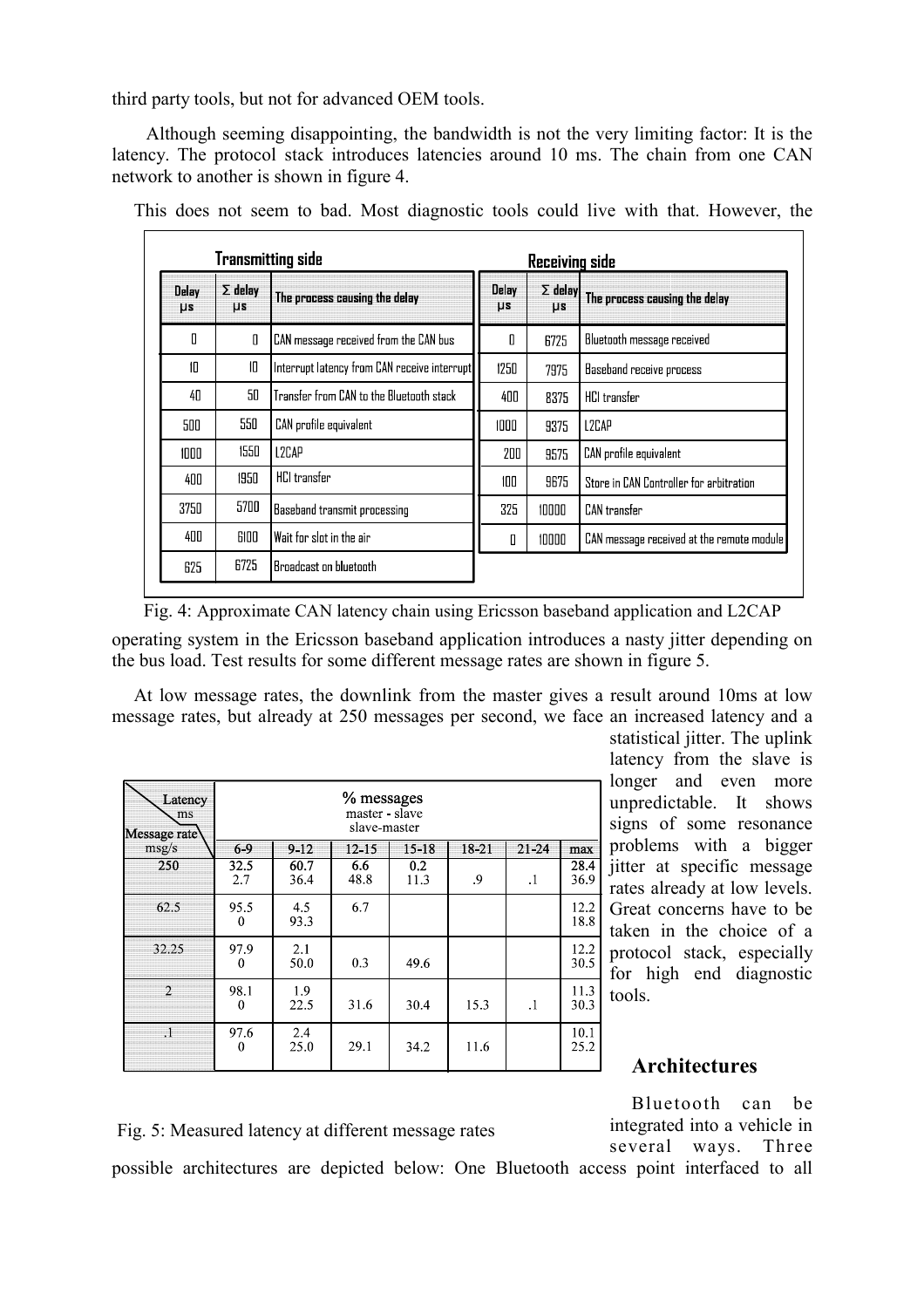third party tools, but not for advanced OEM tools.

Although seeming disappointing, the bandwidth is not the very limiting factor: It is the latency. The protocol stack introduces latencies around 10 ms. The chain from one CAN network to another is shown in figure 4.

This does not seem to bad. Most diagnostic tools could live with that. However, the operating system in the Ericsson baseband application introduces a nasty jitter depending on the bus load. Test results for some different message rates are shown in figure 5.

**Transmitting side**

| Delay µs | Σ delay µs | The process causing the delay |
|---|---|---|
| 0 | 0 | CAN message received from the CAN bus |
| 10 | 10 | Interrupt latency from CAN receive interrupt |
| 40 | 50 | Transfer from CAN to the Bluetooth stack |
| 500 | 550 | CAN profile equivalent |
| 1000 | 1550 | L2CAP |
| 400 | 1950 | HCI transfer |
| 3750 | 5700 | Baseband transmit processing |
| 400 | 6100 | Wait for slot in the air |
| 625 | 6725 | Broadcast on bluetooth |

**Receiving side**

| Delay µs | Σ delay µs | The process causing the delay |
|---|---|---|
| 0 | 6725 | Bluetooth message received |
| 1250 | 7975 | Baseband receive process |
| 400 | 8375 | HCI transfer |
| 1000 | 9375 | L2CAP |
| 200 | 9575 | CAN profile equivalent |
| 100 | 9675 | Store in CAN Controller for arbitration |
| 325 | 10000 | CAN transfer |
| 0 | 10000 | CAN message received at the remote module |

Fig. 4: Approximate CAN latency chain using Ericsson baseband application and L2CAP

At low message rates, the downlink from the master gives a result around 10ms at low message rates, but already at 250 messages per second, we face an increased latency and a statistical jitter. The uplink latency from the slave is longer and even more unpredictable. It shows signs of some resonance problems with a bigger jitter at specific message rates already at low levels. Great concerns have to be taken in the choice of a protocol stack, especially for high end diagnostic tools.

| Latency ms / Message rate msg/s | % messages master - slave slave-master | | | | | | |
|---|---|---|---|---|---|---|---|
| | 6-9 | 9-12 | 12-15 | 15-18 | 18-21 | 21-24 | max |
| 250 | 32.5<br>2.7 | 60.7<br>36.4 | 6.6<br>48.8 | 0.2<br>11.3 | .9 | .1 | 28.4<br>36.9 |
| 62.5 | 95.5<br>0 | 4.5<br>93.3 | 6.7 | | | | 12.2<br>18.8 |
| 32.25 | 97.9<br>0 | 2.1<br>50.0 | 0.3 | 49.6 | | | 12.2<br>30.5 |
| 2 | 98.1<br>0 | 1.9<br>22.5 | 31.6 | 30.4 | 15.3 | .1 | 11.3<br>30.3 |
| .1 | 97.6<br>0 | 2.4<br>25.0 | 29.1 | 34.2 | 11.6 | | 10.1<br>25.2 |

Fig. 5: Measured latency at different message rates

## Architectures

Bluetooth can be integrated into a vehicle in several ways. Three possible architectures are depicted below: One Bluetooth access point interfaced to all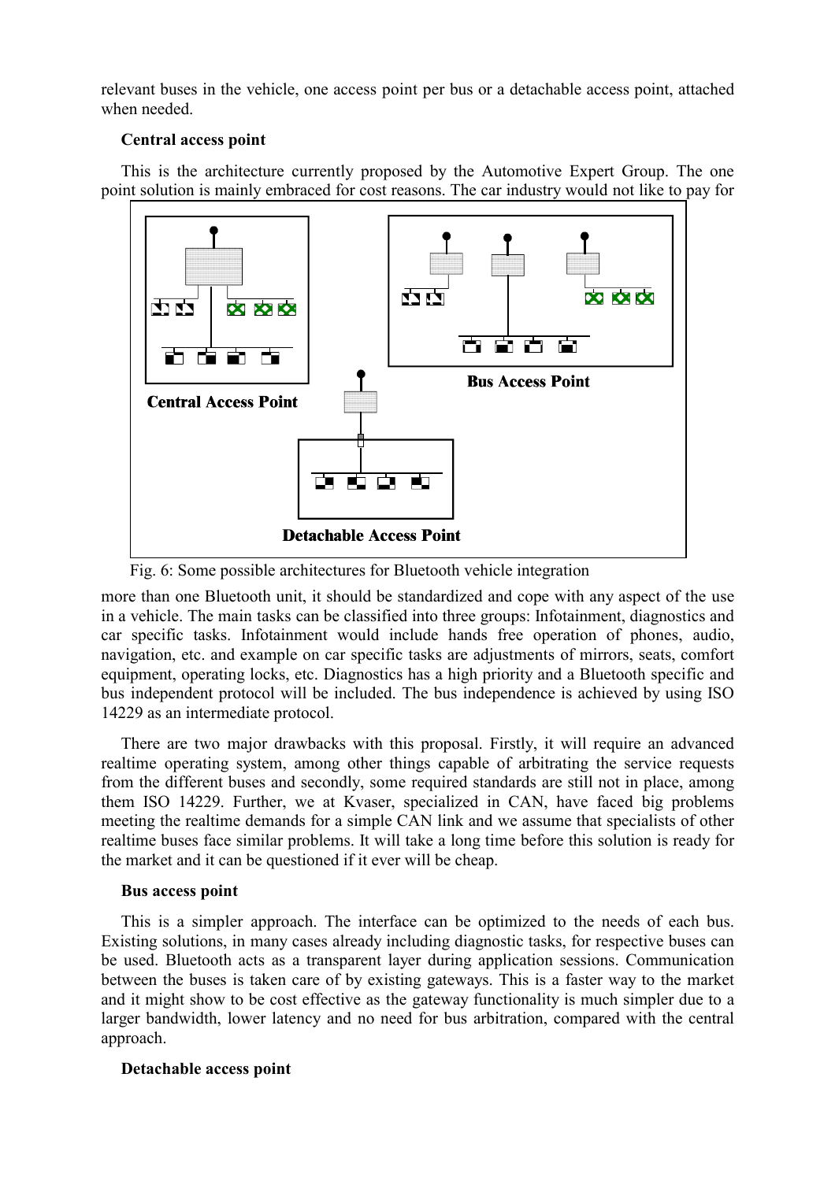relevant buses in the vehicle, one access point per bus or a detachable access point, attached when needed.

**Central access point**

This is the architecture currently proposed by the Automotive Expert Group. The one point solution is mainly embraced for cost reasons. The car industry would not like to pay for more than one Bluetooth unit, it should be standardized and cope with any aspect of the use in a vehicle. The main tasks can be classified into three groups: Infotainment, diagnostics and car specific tasks. Infotainment would include hands free operation of phones, audio, navigation, etc. and example on car specific tasks are adjustments of mirrors, seats, comfort equipment, operating locks, etc. Diagnostics has a high priority and a Bluetooth specific and bus independent protocol will be included. The bus independence is achieved by using ISO 14229 as an intermediate protocol.

Fig. 6: Some possible architectures for Bluetooth vehicle integration

There are two major drawbacks with this proposal. Firstly, it will require an advanced realtime operating system, among other things capable of arbitrating the service requests from the different buses and secondly, some required standards are still not in place, among them ISO 14229. Further, we at Kvaser, specialized in CAN, have faced big problems meeting the realtime demands for a simple CAN link and we assume that specialists of other realtime buses face similar problems. It will take a long time before this solution is ready for the market and it can be questioned if it ever will be cheap.

**Bus access point**

This is a simpler approach. The interface can be optimized to the needs of each bus. Existing solutions, in many cases already including diagnostic tasks, for respective buses can be used. Bluetooth acts as a transparent layer during application sessions. Communication between the buses is taken care of by existing gateways. This is a faster way to the market and it might show to be cost effective as the gateway functionality is much simpler due to a larger bandwidth, lower latency and no need for bus arbitration, compared with the central approach.

**Detachable access point**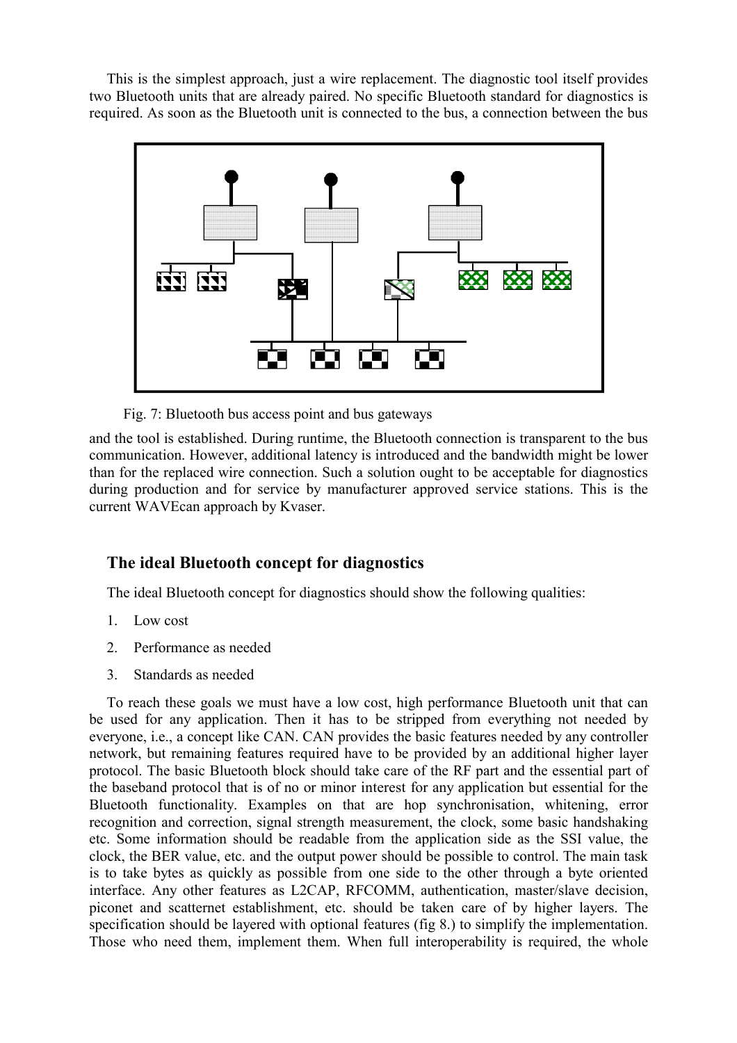This is the simplest approach, just a wire replacement. The diagnostic tool itself provides two Bluetooth units that are already paired. No specific Bluetooth standard for diagnostics is required. As soon as the Bluetooth unit is connected to the bus, a connection between the bus

Fig. 7: Bluetooth bus access point and bus gateways

and the tool is established. During runtime, the Bluetooth connection is transparent to the bus communication. However, additional latency is introduced and the bandwidth might be lower than for the replaced wire connection. Such a solution ought to be acceptable for diagnostics during production and for service by manufacturer approved service stations. This is the current WAVEcan approach by Kvaser.

## The ideal Bluetooth concept for diagnostics

The ideal Bluetooth concept for diagnostics should show the following qualities:

1. Low cost
2. Performance as needed
3. Standards as needed

To reach these goals we must have a low cost, high performance Bluetooth unit that can be used for any application. Then it has to be stripped from everything not needed by everyone, i.e., a concept like CAN. CAN provides the basic features needed by any controller network, but remaining features required have to be provided by an additional higher layer protocol. The basic Bluetooth block should take care of the RF part and the essential part of the baseband protocol that is of no or minor interest for any application but essential for the Bluetooth functionality. Examples on that are hop synchronisation, whitening, error recognition and correction, signal strength measurement, the clock, some basic handshaking etc. Some information should be readable from the application side as the SSI value, the clock, the BER value, etc. and the output power should be possible to control. The main task is to take bytes as quickly as possible from one side to the other through a byte oriented interface. Any other features as L2CAP, RFCOMM, authentication, master/slave decision, piconet and scatternet establishment, etc. should be taken care of by higher layers. The specification should be layered with optional features (fig 8.) to simplify the implementation. Those who need them, implement them. When full interoperability is required, the whole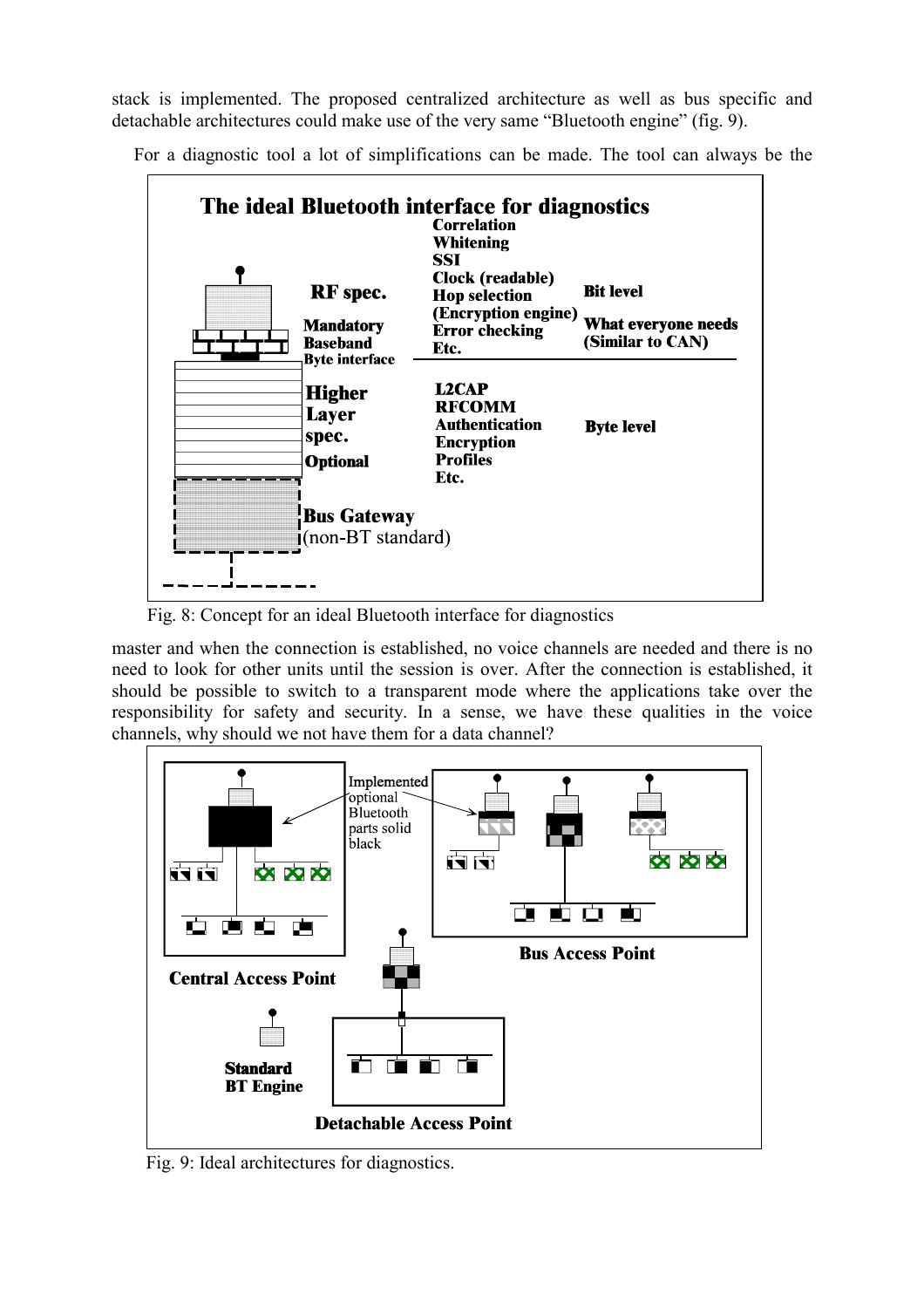stack is implemented. The proposed centralized architecture as well as bus specific and detachable architectures could make use of the very same "Bluetooth engine" (fig. 9).

For a diagnostic tool a lot of simplifications can be made. The tool can always be the master and when the connection is established, no voice channels are needed and there is no need to look for other units until the session is over. After the connection is established, it should be possible to switch to a transparent mode where the applications take over the responsibility for safety and security. In a sense, we have these qualities in the voice channels, why should we not have them for a data channel?

Fig. 8: Concept for an ideal Bluetooth interface for diagnostics

Fig. 9: Ideal architectures for diagnostics.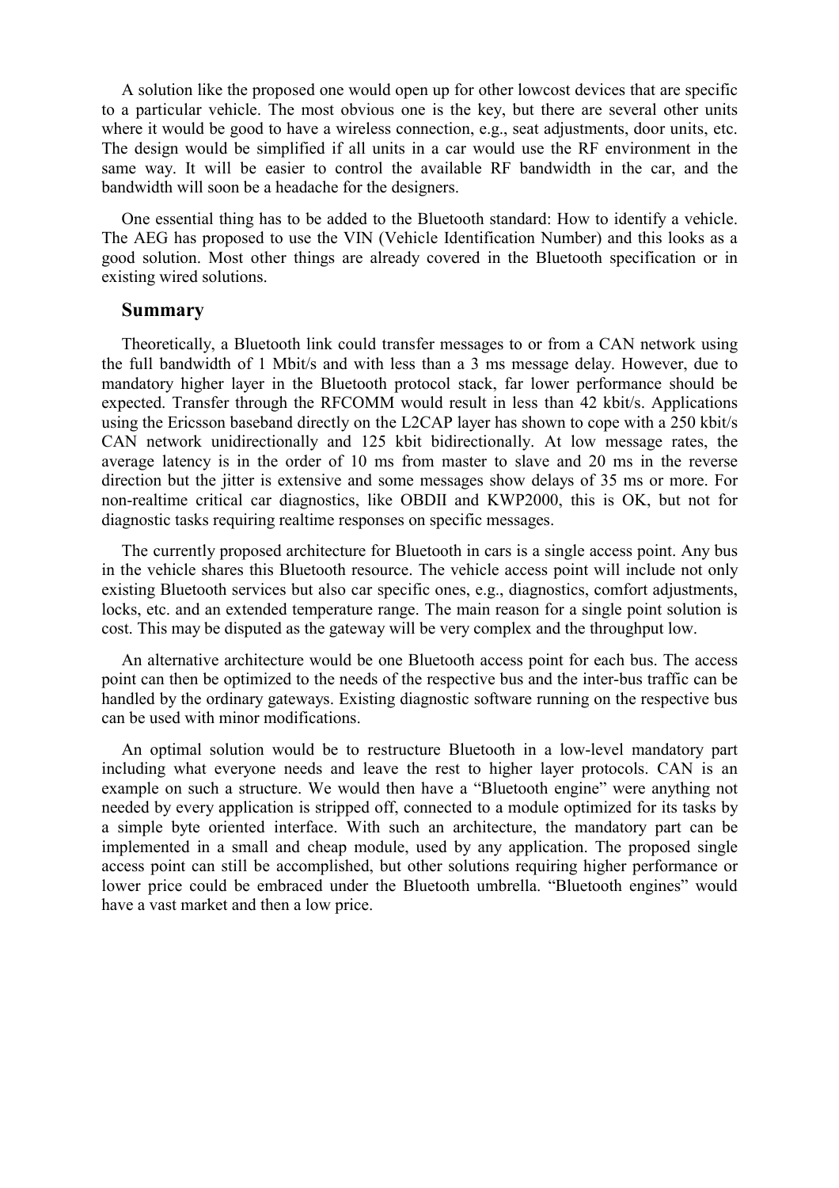A solution like the proposed one would open up for other lowcost devices that are specific to a particular vehicle. The most obvious one is the key, but there are several other units where it would be good to have a wireless connection, e.g., seat adjustments, door units, etc. The design would be simplified if all units in a car would use the RF environment in the same way. It will be easier to control the available RF bandwidth in the car, and the bandwidth will soon be a headache for the designers.

One essential thing has to be added to the Bluetooth standard: How to identify a vehicle. The AEG has proposed to use the VIN (Vehicle Identification Number) and this looks as a good solution. Most other things are already covered in the Bluetooth specification or in existing wired solutions.

## Summary

Theoretically, a Bluetooth link could transfer messages to or from a CAN network using the full bandwidth of 1 Mbit/s and with less than a 3 ms message delay. However, due to mandatory higher layer in the Bluetooth protocol stack, far lower performance should be expected. Transfer through the RFCOMM would result in less than 42 kbit/s. Applications using the Ericsson baseband directly on the L2CAP layer has shown to cope with a 250 kbit/s CAN network unidirectionally and 125 kbit bidirectionally. At low message rates, the average latency is in the order of 10 ms from master to slave and 20 ms in the reverse direction but the jitter is extensive and some messages show delays of 35 ms or more. For non-realtime critical car diagnostics, like OBDII and KWP2000, this is OK, but not for diagnostic tasks requiring realtime responses on specific messages.

The currently proposed architecture for Bluetooth in cars is a single access point. Any bus in the vehicle shares this Bluetooth resource. The vehicle access point will include not only existing Bluetooth services but also car specific ones, e.g., diagnostics, comfort adjustments, locks, etc. and an extended temperature range. The main reason for a single point solution is cost. This may be disputed as the gateway will be very complex and the throughput low.

An alternative architecture would be one Bluetooth access point for each bus. The access point can then be optimized to the needs of the respective bus and the inter-bus traffic can be handled by the ordinary gateways. Existing diagnostic software running on the respective bus can be used with minor modifications.

An optimal solution would be to restructure Bluetooth in a low-level mandatory part including what everyone needs and leave the rest to higher layer protocols. CAN is an example on such a structure. We would then have a “Bluetooth engine” were anything not needed by every application is stripped off, connected to a module optimized for its tasks by a simple byte oriented interface. With such an architecture, the mandatory part can be implemented in a small and cheap module, used by any application. The proposed single access point can still be accomplished, but other solutions requiring higher performance or lower price could be embraced under the Bluetooth umbrella. “Bluetooth engines” would have a vast market and then a low price.